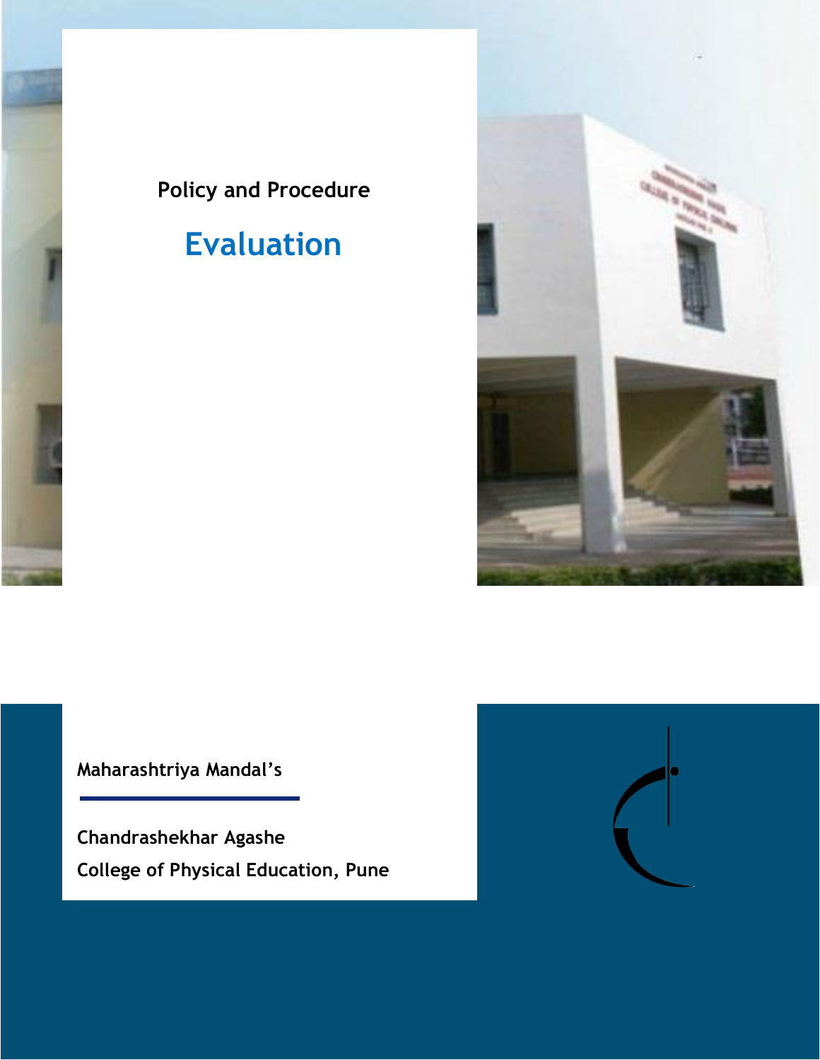Policy and Procedure

# Evaluation

**Maharashtriya Mandal's**

**Chandrashekhar Agashe**

**College of Physical Education, Pune**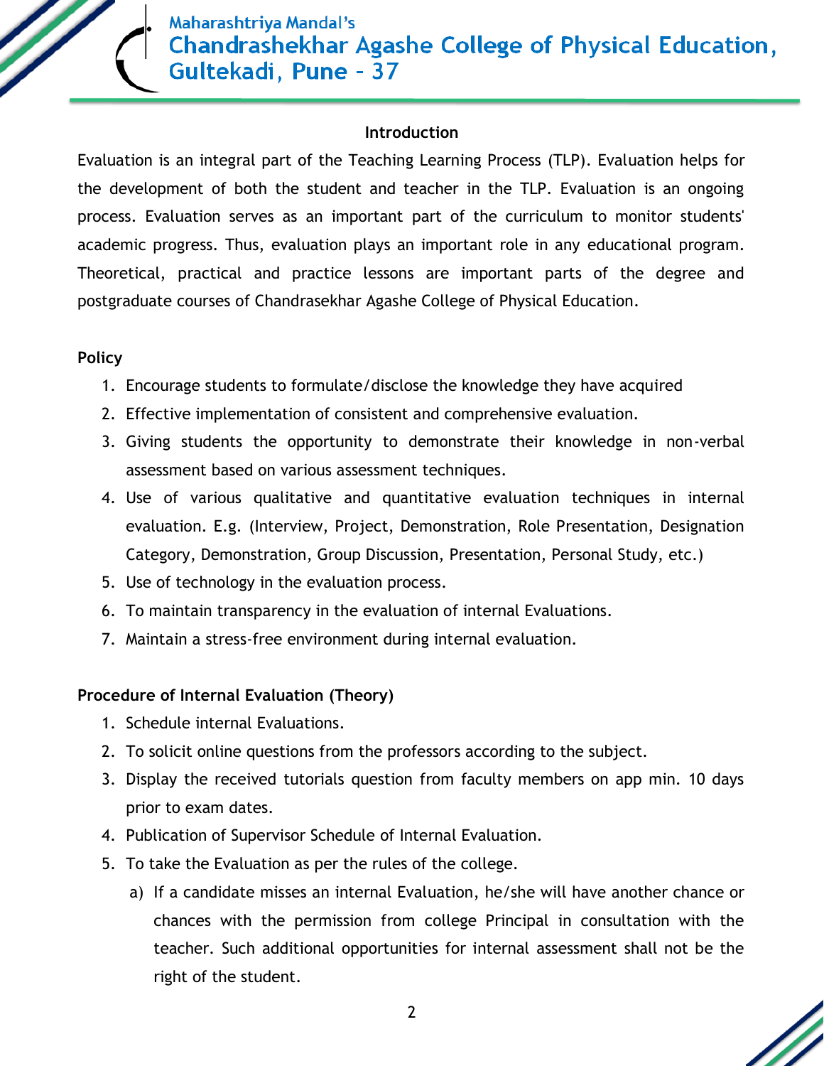## Introduction

Evaluation is an integral part of the Teaching Learning Process (TLP). Evaluation helps for the development of both the student and teacher in the TLP. Evaluation is an ongoing process. Evaluation serves as an important part of the curriculum to monitor students' academic progress. Thus, evaluation plays an important role in any educational program. Theoretical, practical and practice lessons are important parts of the degree and postgraduate courses of Chandrasekhar Agashe College of Physical Education.

### Policy

1. Encourage students to formulate/disclose the knowledge they have acquired
2. Effective implementation of consistent and comprehensive evaluation.
3. Giving students the opportunity to demonstrate their knowledge in non-verbal assessment based on various assessment techniques.
4. Use of various qualitative and quantitative evaluation techniques in internal evaluation. E.g. (Interview, Project, Demonstration, Role Presentation, Designation Category, Demonstration, Group Discussion, Presentation, Personal Study, etc.)
5. Use of technology in the evaluation process.
6. To maintain transparency in the evaluation of internal Evaluations.
7. Maintain a stress-free environment during internal evaluation.

### Procedure of Internal Evaluation (Theory)

1. Schedule internal Evaluations.
2. To solicit online questions from the professors according to the subject.
3. Display the received tutorials question from faculty members on app min. 10 days prior to exam dates.
4. Publication of Supervisor Schedule of Internal Evaluation.
5. To take the Evaluation as per the rules of the college.
   a) If a candidate misses an internal Evaluation, he/she will have another chance or chances with the permission from college Principal in consultation with the teacher. Such additional opportunities for internal assessment shall not be the right of the student.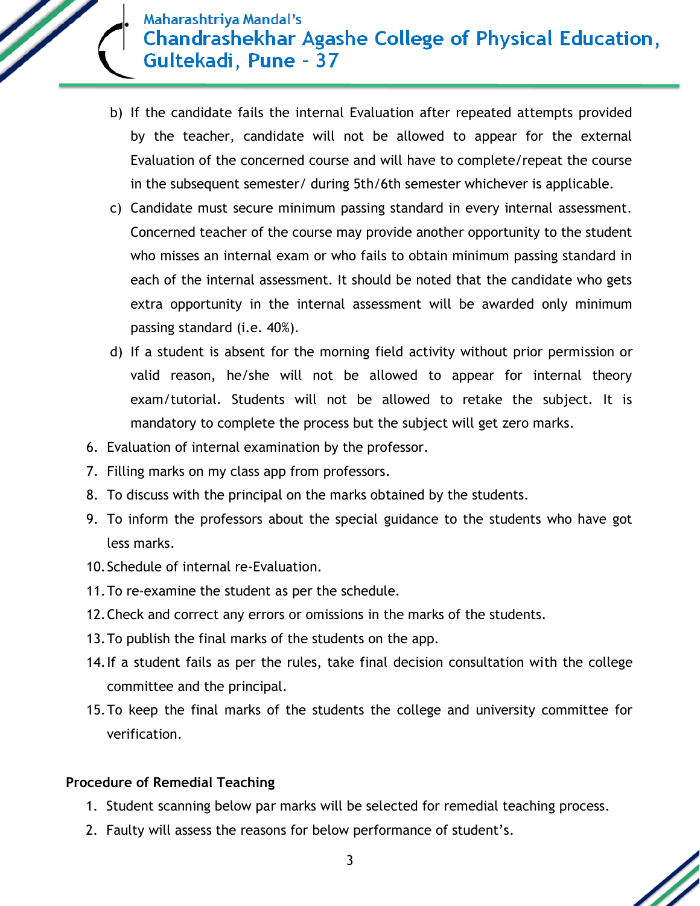b) If the candidate fails the internal Evaluation after repeated attempts provided by the teacher, candidate will not be allowed to appear for the external Evaluation of the concerned course and will have to complete/repeat the course in the subsequent semester/ during 5th/6th semester whichever is applicable.

c) Candidate must secure minimum passing standard in every internal assessment. Concerned teacher of the course may provide another opportunity to the student who misses an internal exam or who fails to obtain minimum passing standard in each of the internal assessment. It should be noted that the candidate who gets extra opportunity in the internal assessment will be awarded only minimum passing standard (i.e. 40%).

d) If a student is absent for the morning field activity without prior permission or valid reason, he/she will not be allowed to appear for internal theory exam/tutorial. Students will not be allowed to retake the subject. It is mandatory to complete the process but the subject will get zero marks.

6. Evaluation of internal examination by the professor.
7. Filling marks on my class app from professors.
8. To discuss with the principal on the marks obtained by the students.
9. To inform the professors about the special guidance to the students who have got less marks.
10. Schedule of internal re-Evaluation.
11. To re-examine the student as per the schedule.
12. Check and correct any errors or omissions in the marks of the students.
13. To publish the final marks of the students on the app.
14. If a student fails as per the rules, take final decision consultation with the college committee and the principal.
15. To keep the final marks of the students the college and university committee for verification.

**Procedure of Remedial Teaching**

1. Student scanning below par marks will be selected for remedial teaching process.
2. Faulty will assess the reasons for below performance of student's.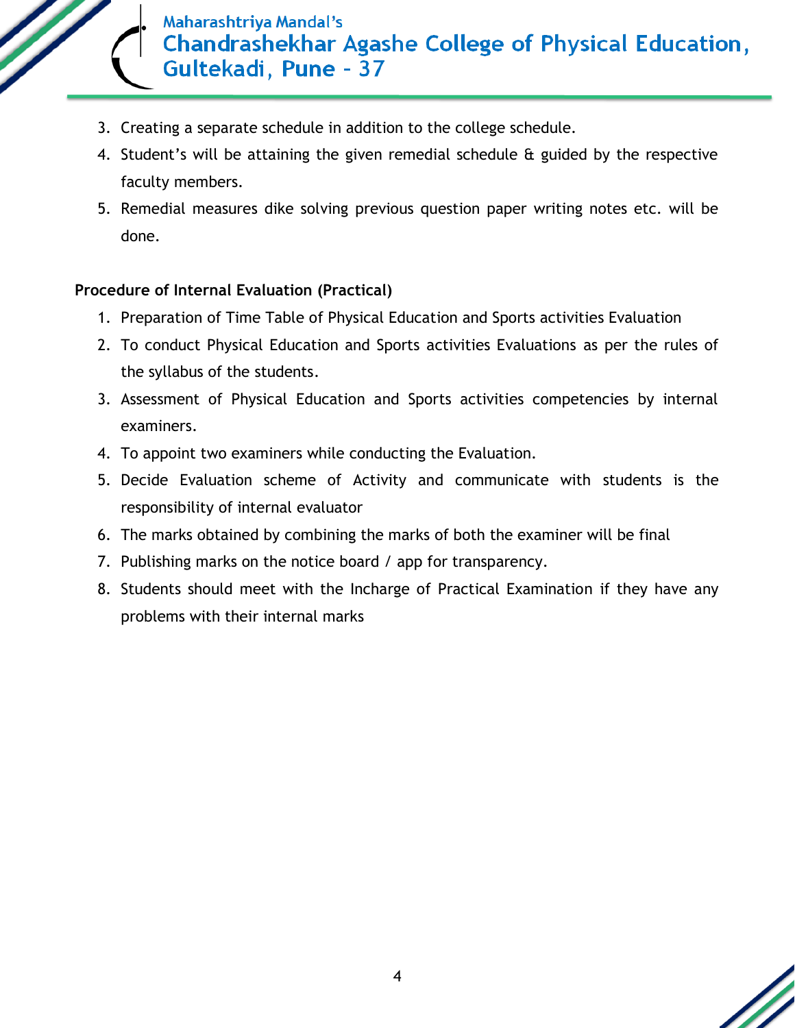3. Creating a separate schedule in addition to the college schedule.
4. Student's will be attaining the given remedial schedule & guided by the respective faculty members.
5. Remedial measures dike solving previous question paper writing notes etc. will be done.

**Procedure of Internal Evaluation (Practical)**

1. Preparation of Time Table of Physical Education and Sports activities Evaluation
2. To conduct Physical Education and Sports activities Evaluations as per the rules of the syllabus of the students.
3. Assessment of Physical Education and Sports activities competencies by internal examiners.
4. To appoint two examiners while conducting the Evaluation.
5. Decide Evaluation scheme of Activity and communicate with students is the responsibility of internal evaluator
6. The marks obtained by combining the marks of both the examiner will be final
7. Publishing marks on the notice board / app for transparency.
8. Students should meet with the Incharge of Practical Examination if they have any problems with their internal marks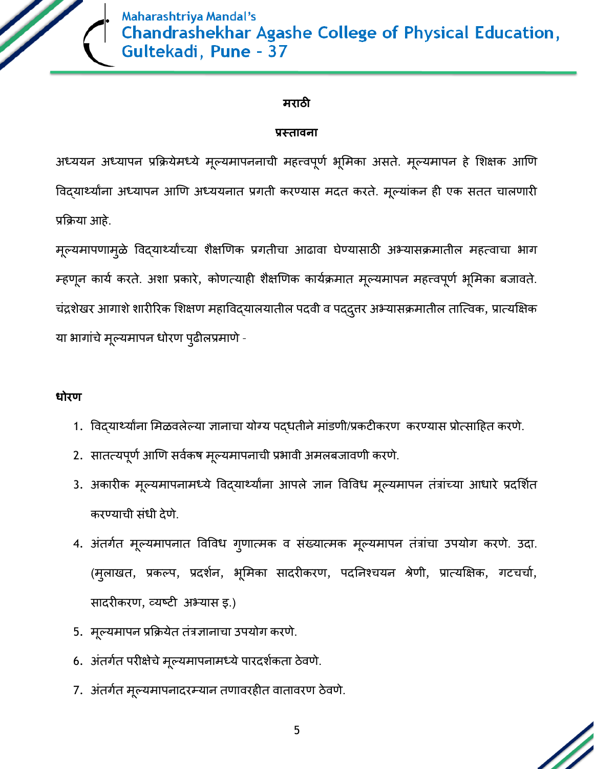## मराठी

### प्रस्तावना

अध्ययन अध्यापन प्रक्रियेमध्ये मूल्यमापननाची महत्त्वपूर्ण भूमिका असते. मूल्यमापन हे शिक्षक आणि विद्यार्थ्यांना अध्यापन आणि अध्ययनात प्रगती करण्यास मदत करते. मूल्यांकन ही एक सतत चालणारी प्रक्रिया आहे.

मूल्यमापणामुळे विद्यार्थ्यांच्या शैक्षणिक प्रगतीचा आढावा घेण्यासाठी अभ्यासक्रमातील महत्वाचा भाग म्हणून कार्य करते. अशा प्रकारे, कोणत्याही शैक्षणिक कार्यक्रमात मूल्यमापन महत्त्वपूर्ण भूमिका बजावते. चंद्रशेखर आगाशे शारीरिक शिक्षण महाविद्यालयातील पदवी व पदव्युत्तर अभ्यासक्रमातील तात्विक, प्रात्यक्षिक या भागांचे मूल्यमापन धोरण पुढीलप्रमाणे -

**धोरण**

1. विद्यार्थ्यांना मिळवलेल्या ज्ञानाचा योग्य पद्धतीने मांडणी/प्रकटीकरण करण्यास प्रोत्साहित करणे.
2. सातत्यपूर्ण आणि सर्वकष मूल्यमापनाची प्रभावी अमलबजावणी करणे.
3. अकारीक मूल्यमापनामध्ये विद्यार्थ्यांना आपले ज्ञान विविध मूल्यमापन तंत्रांच्या आधारे प्रदर्शित करण्याची संधी देणे.
4. अंतर्गत मूल्यमापनात विविध गुणात्मक व संख्यात्मक मूल्यमापन तंत्रांचा उपयोग करणे. उदा. (मुलाखत, प्रकल्प, प्रदर्शन, भूमिका सादरीकरण, पदनिश्चयन श्रेणी, प्रात्यक्षिक, गटचर्चा, सादरीकरण, व्यष्टी अभ्यास इ.)
5. मूल्यमापन प्रक्रियेत तंत्रज्ञानाचा उपयोग करणे.
6. अंतर्गत परीक्षेचे मूल्यमापनामध्ये पारदर्शकता ठेवणे.
7. अंतर्गत मूल्यमापनादरम्यान तणावरहीत वातावरण ठेवणे.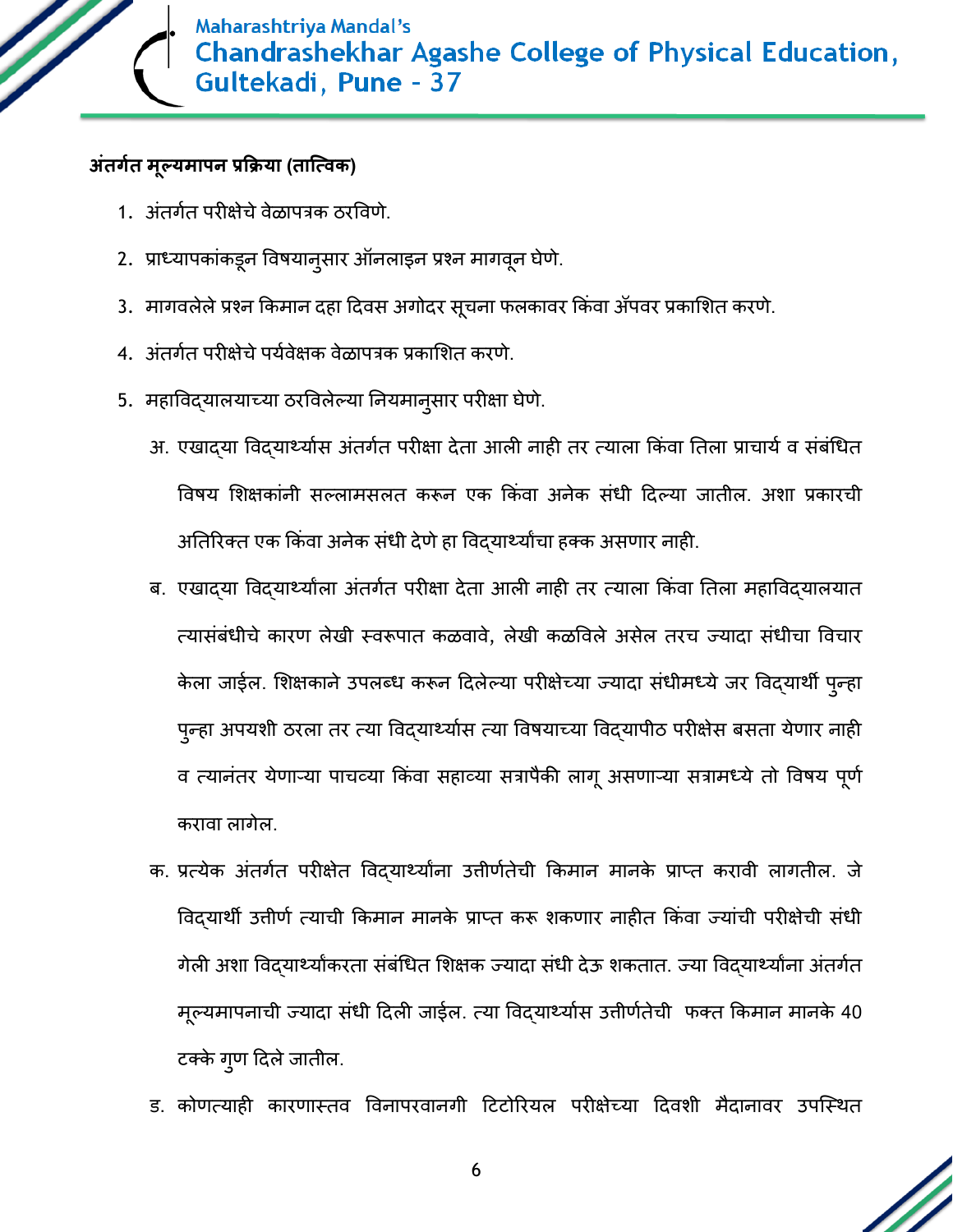**अंतर्गत मूल्यमापन प्रक्रिया (तात्विक)**

1. अंतर्गत परीक्षेचे वेळापत्रक ठरविणे.
2. प्राध्यापकांकडून विषयानुसार ऑनलाइन प्रश्न मागवून घेणे.
3. मागवलेले प्रश्न किमान दहा दिवस अगोदर सूचना फलकावर किंवा ॲपवर प्रकाशित करणे.
4. अंतर्गत परीक्षेचे पर्यवेक्षक वेळापत्रक प्रकाशित करणे.
5. महाविद्यालयाच्या ठरविलेल्या नियमानुसार परीक्षा घेणे.

   अ. एखाद्या विद्यार्थ्यास अंतर्गत परीक्षा देता आली नाही तर त्याला किंवा तिला प्राचार्य व संबंधित विषय शिक्षकांनी सल्लामसलत करून एक किंवा अनेक संधी दिल्या जातील. अशा प्रकारची अतिरिक्त एक किंवा अनेक संधी देणे हा विद्यार्थ्यांचा हक्क असणार नाही.

   ब. एखाद्या विद्यार्थ्यांला अंतर्गत परीक्षा देता आली नाही तर त्याला किंवा तिला महाविद्यालयात त्यासंबंधीचे कारण लेखी स्वरूपात कळवावे, लेखी कळविले असेल तरच ज्यादा संधीचा विचार केला जाईल. शिक्षकाने उपलब्ध करून दिलेल्या परीक्षेच्या ज्यादा संधीमध्ये जर विद्यार्थी पुन्हा पुन्हा अपयशी ठरला तर त्या विद्यार्थ्यास त्या विषयाच्या विद्यापीठ परीक्षेस बसता येणार नाही व त्यानंतर येणाऱ्या पाचव्या किंवा सहाव्या सत्रापैकी लागू असणाऱ्या सत्रामध्ये तो विषय पूर्ण करावा लागेल.

   क. प्रत्येक अंतर्गत परीक्षेत विद्यार्थ्यांना उत्तीर्णतेची किमान मानके प्राप्त करावी लागतील. जे विद्यार्थी उत्तीर्ण त्याची किमान मानके प्राप्त करू शकणार नाहीत किंवा ज्यांची परीक्षेची संधी गेली अशा विद्यार्थ्यांकरता संबंधित शिक्षक ज्यादा संधी देऊ शकतात. ज्या विद्यार्थ्यांना अंतर्गत मूल्यमापनाची ज्यादा संधी दिली जाईल. त्या विद्यार्थ्यास उत्तीर्णतेची फक्त किमान मानके 40 टक्के गुण दिले जातील.

   ड. कोणत्याही कारणास्तव विनापरवानगी टिटोरियल परीक्षेच्या दिवशी मैदानावर उपस्थित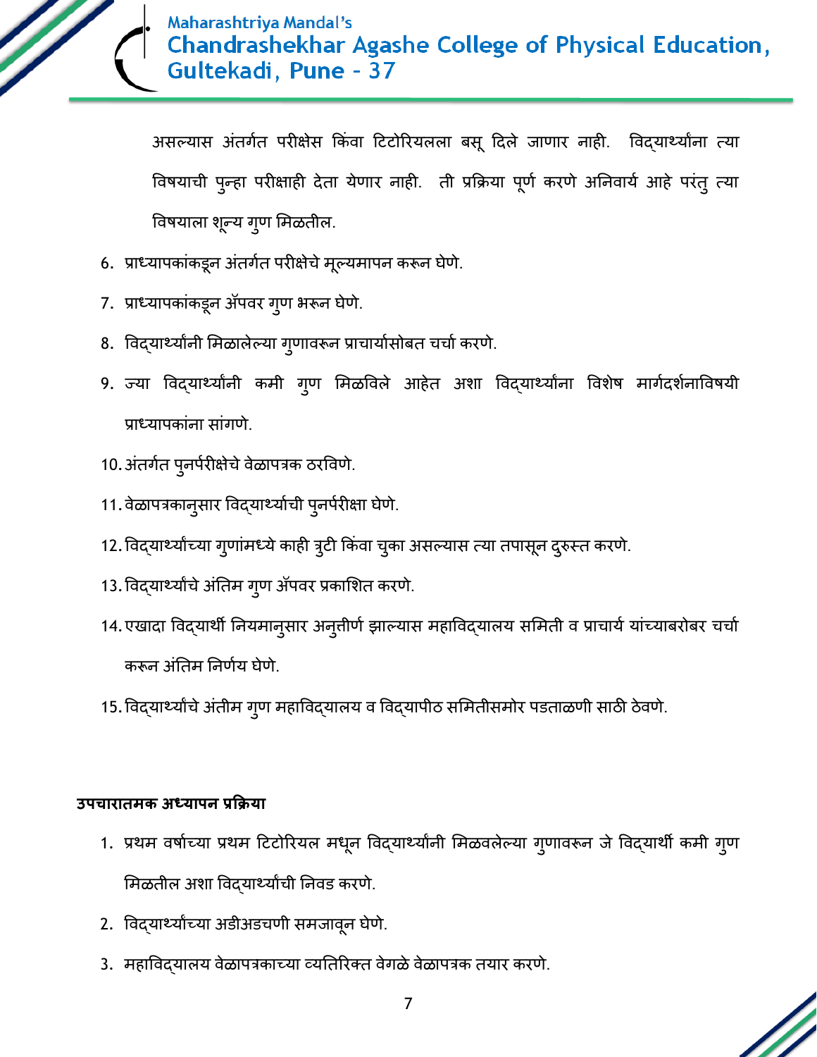असल्यास अंतर्गत परीक्षेस किंवा टिटोरियलला बसू दिले जाणार नाही. विद्यार्थ्यांना त्या विषयाची पुन्हा परीक्षाही देता येणार नाही. ती प्रक्रिया पूर्ण करणे अनिवार्य आहे परंतु त्या विषयाला शून्य गुण मिळतील.

6. प्राध्यापकांकडून अंतर्गत परीक्षेचे मूल्यमापन करून घेणे.
7. प्राध्यापकांकडून ॲपवर गुण भरून घेणे.
8. विद्यार्थ्यांनी मिळालेल्या गुणावरून प्राचार्यासोबत चर्चा करणे.
9. ज्या विद्यार्थ्यांनी कमी गुण मिळविले आहेत अशा विद्यार्थ्यांना विशेष मार्गदर्शनाविषयी प्राध्यापकांना सांगणे.
10. अंतर्गत पुनर्परीक्षेचे वेळापत्रक ठरविणे.
11. वेळापत्रकानुसार विद्यार्थ्यांची पुनर्परीक्षा घेणे.
12. विद्यार्थ्यांच्या गुणांमध्ये काही त्रुटी किंवा चुका असल्यास त्या तपासून दुरुस्त करणे.
13. विद्यार्थ्यांचे अंतिम गुण ॲपवर प्रकाशित करणे.
14. एखादा विद्यार्थी नियमानुसार अनुत्तीर्ण झाल्यास महाविद्यालय समिती व प्राचार्य यांच्याबरोबर चर्चा करून अंतिम निर्णय घेणे.
15. विद्यार्थ्यांचे अंतीम गुण महाविद्यालय व विद्यापीठ समितीसमोर पडताळणी साठी ठेवणे.

**उपचारातमक अध्यापन प्रक्रिया**

1. प्रथम वर्षाच्या प्रथम टिटोरियल मधून विद्यार्थ्यांनी मिळवलेल्या गुणावरून जे विद्यार्थी कमी गुण मिळतील अशा विद्यार्थ्यांची निवड करणे.
2. विद्यार्थ्यांच्या अडीअडचणी समजावून घेणे.
3. महाविद्यालय वेळापत्रकाच्या व्यतिरिक्त वेगळे वेळापत्रक तयार करणे.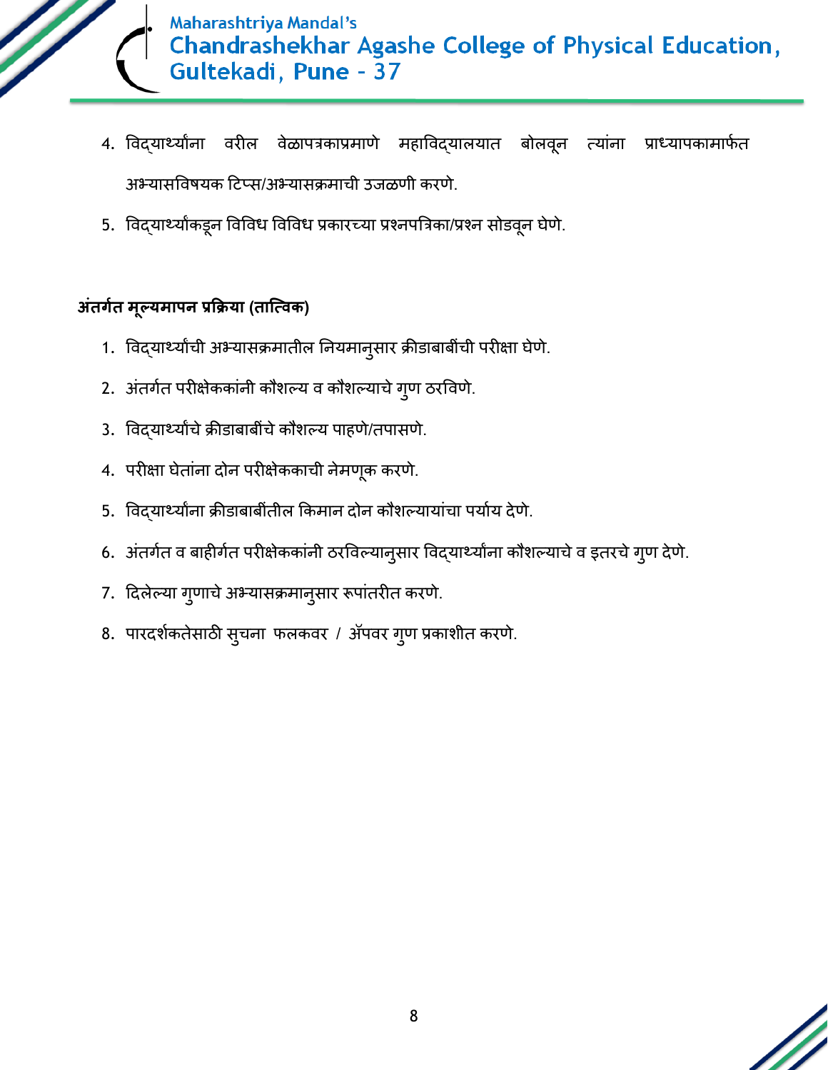4. विद्यार्थ्यांना वरील वेळापत्रकाप्रमाणे महाविद्यालयात बोलवून त्यांना प्राध्यापकामार्फत अभ्यासविषयक टिप्स/अभ्यासक्रमाची उजळणी करणे.
5. विद्यार्थ्यांकडून विविध विविध प्रकारच्या प्रश्नपत्रिका/प्रश्न सोडवून घेणे.

**अंतर्गत मूल्यमापन प्रक्रिया (तात्विक)**

1. विद्यार्थ्यांची अभ्यासक्रमातील नियमानुसार क्रीडाबाबींची परीक्षा घेणे.
2. अंतर्गत परीक्षेककांनी कौशल्य व कौशल्याचे गुण ठरविणे.
3. विद्यार्थ्यांचे क्रीडाबाबींचे कौशल्य पाहणे/तपासणे.
4. परीक्षा घेतांना दोन परीक्षेककाची नेमणूक करणे.
5. विद्यार्थ्यांना क्रीडाबाबींतील किमान दोन कौशल्यायांचा पर्याय देणे.
6. अंतर्गत व बाहीर्गत परीक्षेककांनी ठरविल्यानुसार विद्यार्थ्यांना कौशल्याचे व इतरचे गुण देणे.
7. दिलेल्या गुणाचे अभ्यासक्रमानुसार रूपांतरीत करणे.
8. पारदर्शकतेसाठी सुचना फलकवर / ॲपवर गुण प्रकाशीत करणे.